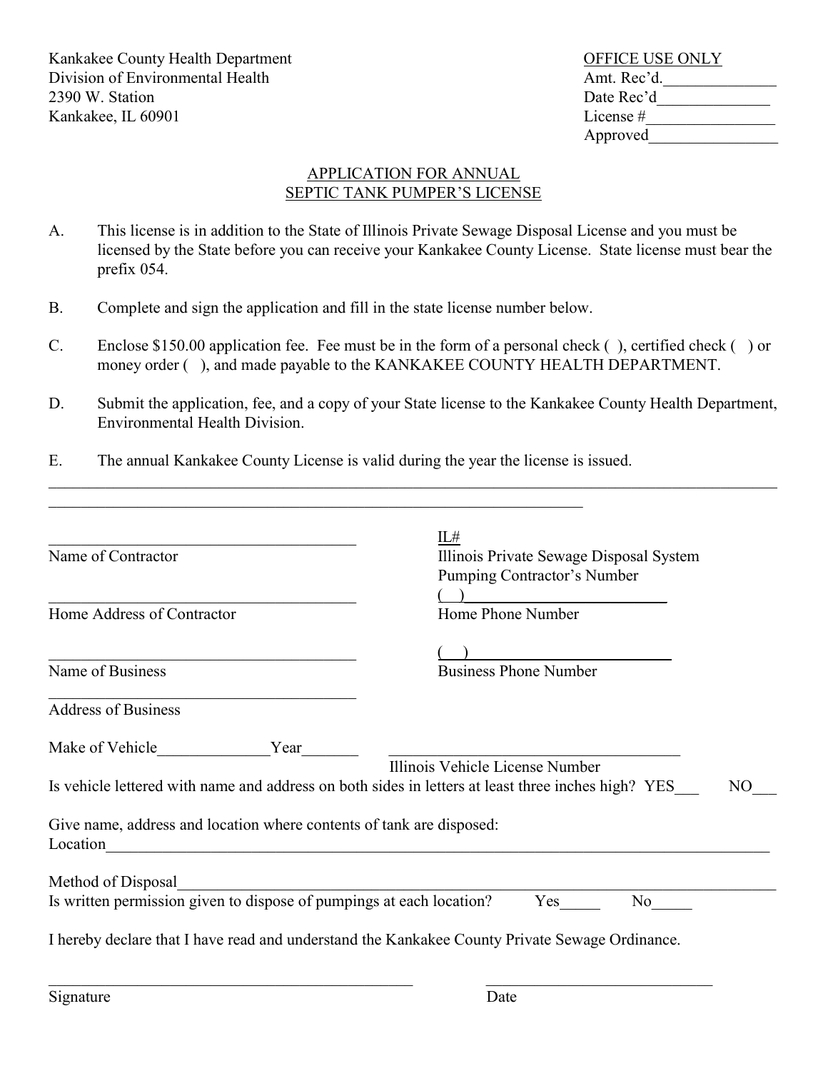Kankakee County Health Department
Division of Environmental Health
2390 W. Station
Kankakee, IL 60901

OFFICE USE ONLY
Amt. Rec'd.______________
Date Rec'd______________
License #________________
Approved________________

## APPLICATION FOR ANNUAL SEPTIC TANK PUMPER'S LICENSE

A. This license is in addition to the State of Illinois Private Sewage Disposal License and you must be licensed by the State before you can receive your Kankakee County License. State license must bear the prefix 054.

B. Complete and sign the application and fill in the state license number below.

C. Enclose $150.00 application fee. Fee must be in the form of a personal check ( ), certified check ( ) or money order ( ), and made payable to the KANKAKEE COUNTY HEALTH DEPARTMENT.

D. Submit the application, fee, and a copy of your State license to the Kankakee County Health Department, Environmental Health Division.

E. The annual Kankakee County License is valid during the year the license is issued.

_____________________________________________________________________________________________

_________________________________________________________________

________________________________________
Name of Contractor

IL#
Illinois Private Sewage Disposal System Pumping Contractor's Number

________________________________________
Home Address of Contractor

( )__________________________
Home Phone Number

________________________________________
Name of Business

( )__________________________
Business Phone Number

________________________________________
Address of Business

Make of Vehicle______________Year_______ ______________________________________
Illinois Vehicle License Number

Is vehicle lettered with name and address on both sides in letters at least three inches high? YES___ NO___

Give name, address and location where contents of tank are disposed:
Location_____________________________________________________________________________________

Method of Disposal_____________________________________________________________________________
Is written permission given to dispose of pumpings at each location? Yes_____ No_____

I hereby declare that I have read and understand the Kankakee County Private Sewage Ordinance.

_____________________________________________ _____________________________
Signature Date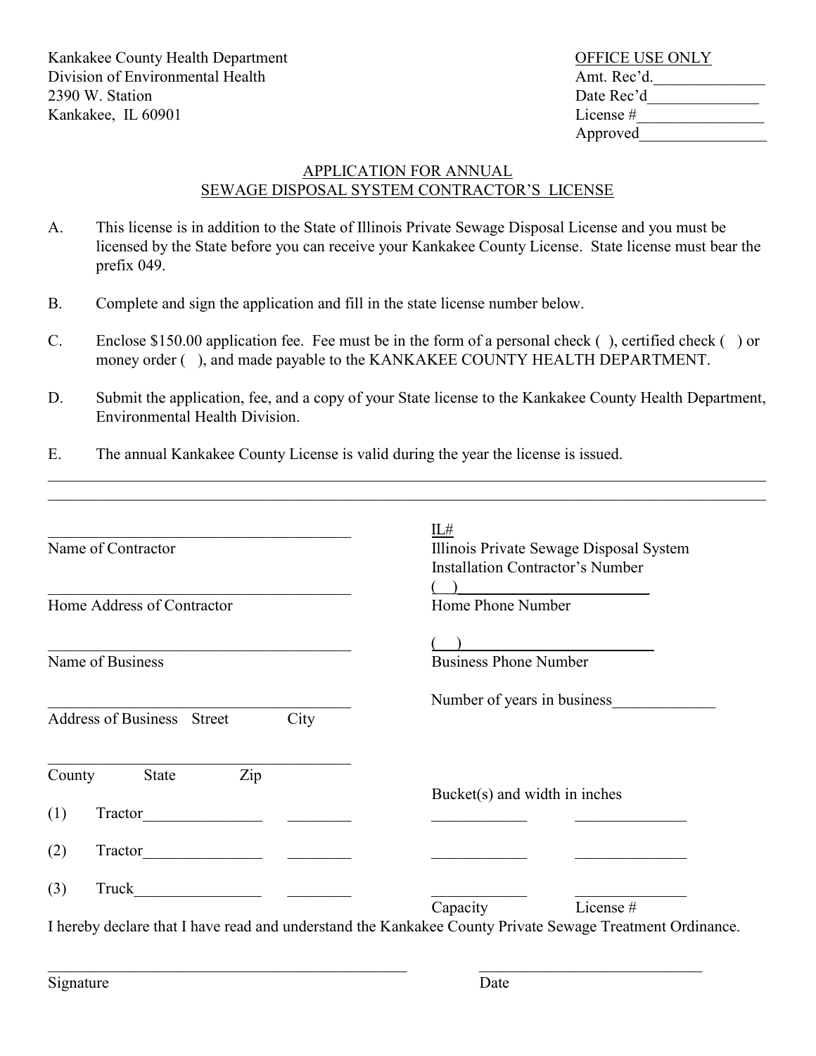Kankakee County Health Department
Division of Environmental Health
2390 W. Station
Kankakee, IL 60901

OFFICE USE ONLY
Amt. Rec'd.______________
Date Rec'd______________
License #________________
Approved________________

## APPLICATION FOR ANNUAL SEWAGE DISPOSAL SYSTEM CONTRACTOR'S LICENSE

A. This license is in addition to the State of Illinois Private Sewage Disposal License and you must be licensed by the State before you can receive your Kankakee County License. State license must bear the prefix 049.

B. Complete and sign the application and fill in the state license number below.

C. Enclose $150.00 application fee. Fee must be in the form of a personal check ( ), certified check ( ) or money order ( ), and made payable to the KANKAKEE COUNTY HEALTH DEPARTMENT.

D. Submit the application, fee, and a copy of your State license to the Kankakee County Health Department, Environmental Health Division.

E. The annual Kankakee County License is valid during the year the license is issued.

______________________________________
Name of Contractor

IL#
Illinois Private Sewage Disposal System Installation Contractor's Number

______________________________________
Home Address of Contractor

( )________________________
Home Phone Number

______________________________________
Name of Business

( )________________________
Business Phone Number

______________________________________
Address of Business Street City

Number of years in business_____________

______________________________________
County State Zip

| | | | Bucket(s) and width in inches | |
|---|---|---|---|---|
| (1) | Tractor_______________ | ________ | ____________ | ______________ |
| (2) | Tractor_______________ | ________ | ____________ | ______________ |
| (3) | Truck________________ | ________ | ____________ | ______________ |
| | | | Capacity | License # |

I hereby declare that I have read and understand the Kankakee County Private Sewage Treatment Ordinance.

______________________________________ ______________________________
Signature Date